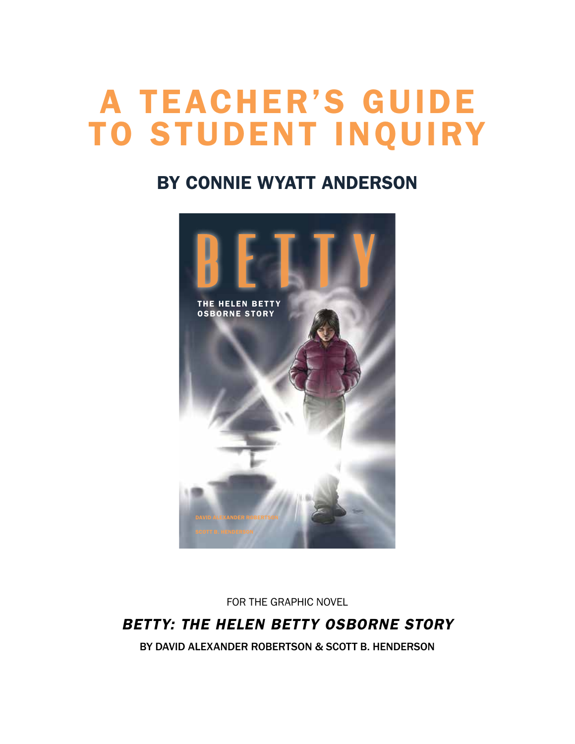# A TEACHER'S GUIDE TO STUDENT INQUIRY

## BY CONNIE WYATT ANDERSON

FOR THE GRAPHIC NOVEL

### *BETTY: THE HELEN BETTY OSBORNE STORY*

BY DAVID ALEXANDER ROBERTSON & SCOTT B. HENDERSON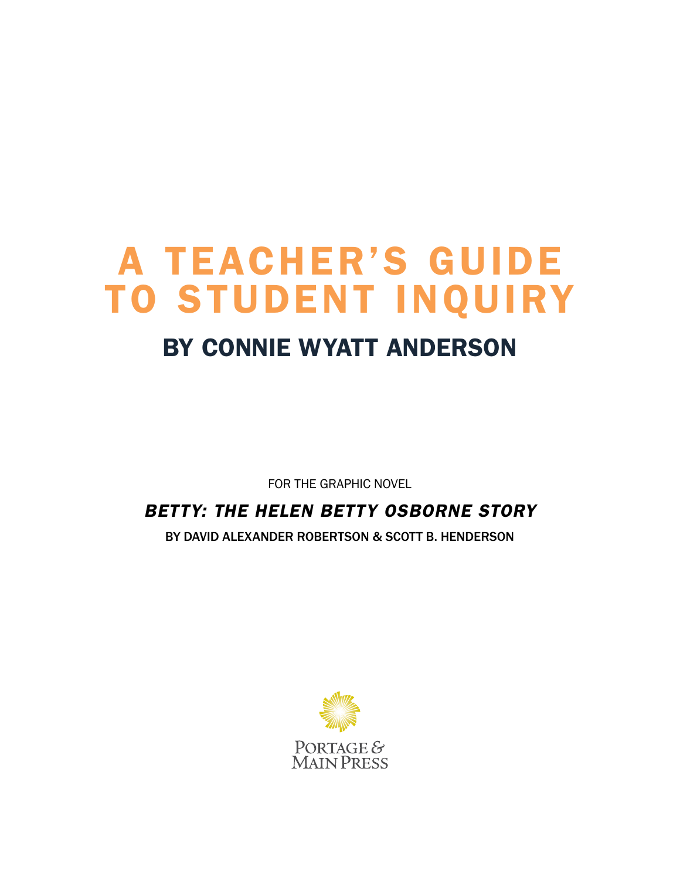# A TEACHER'S GUIDE TO STUDENT INQUIRY

## BY CONNIE WYATT ANDERSON

FOR THE GRAPHIC NOVEL

***BETTY: THE HELEN BETTY OSBORNE STORY***

**BY DAVID ALEXANDER ROBERTSON & SCOTT B. HENDERSON**

PORTAGE & MAIN PRESS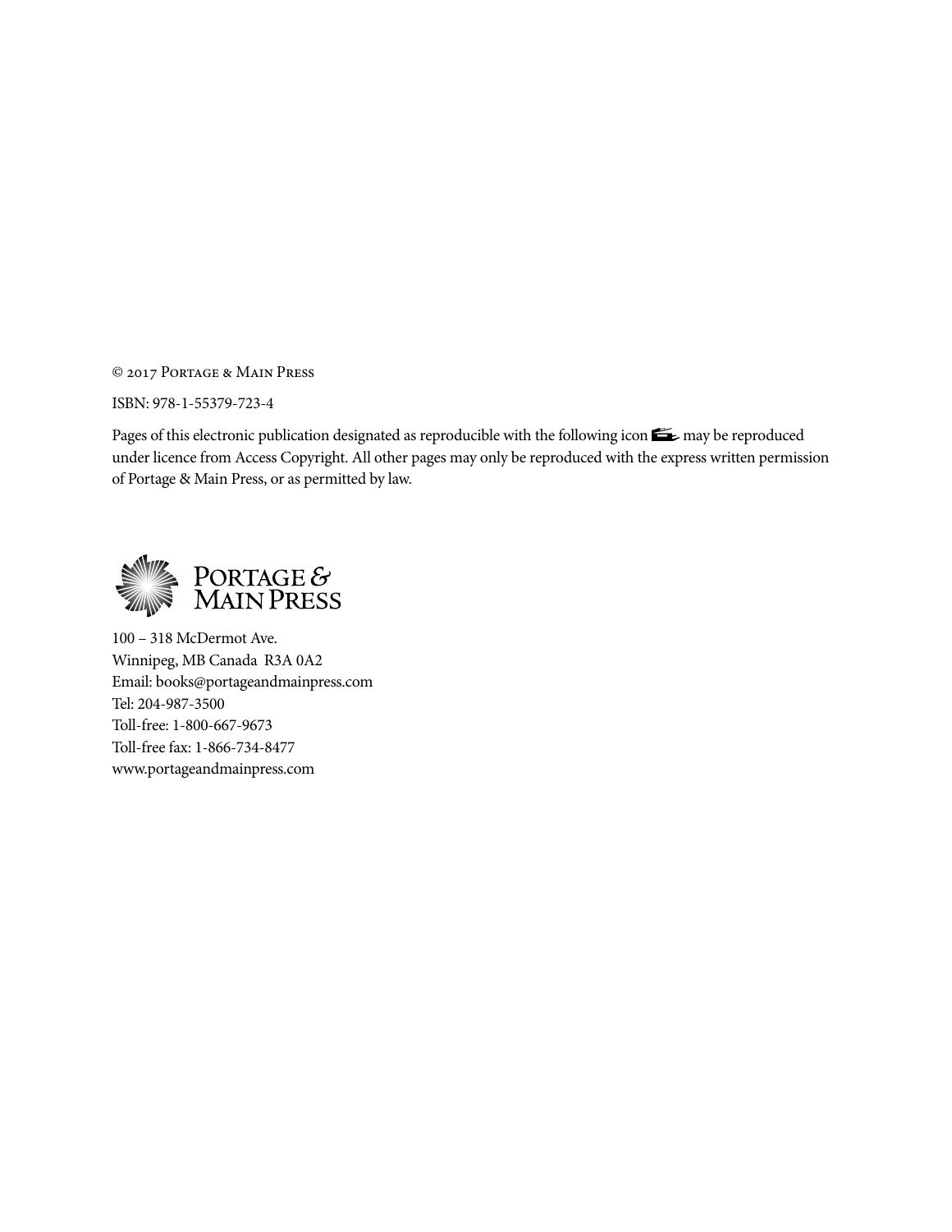© 2017 Portage & Main Press

ISBN: 978-1-55379-723-4

Pages of this electronic publication designated as reproducible with the following icon may be reproduced under licence from Access Copyright. All other pages may only be reproduced with the express written permission of Portage & Main Press, or as permitted by law.

Portage & Main Press

100 – 318 McDermot Ave.
Winnipeg, MB Canada R3A 0A2
Email: books@portageandmainpress.com
Tel: 204-987-3500
Toll-free: 1-800-667-9673
Toll-free fax: 1-866-734-8477
www.portageandmainpress.com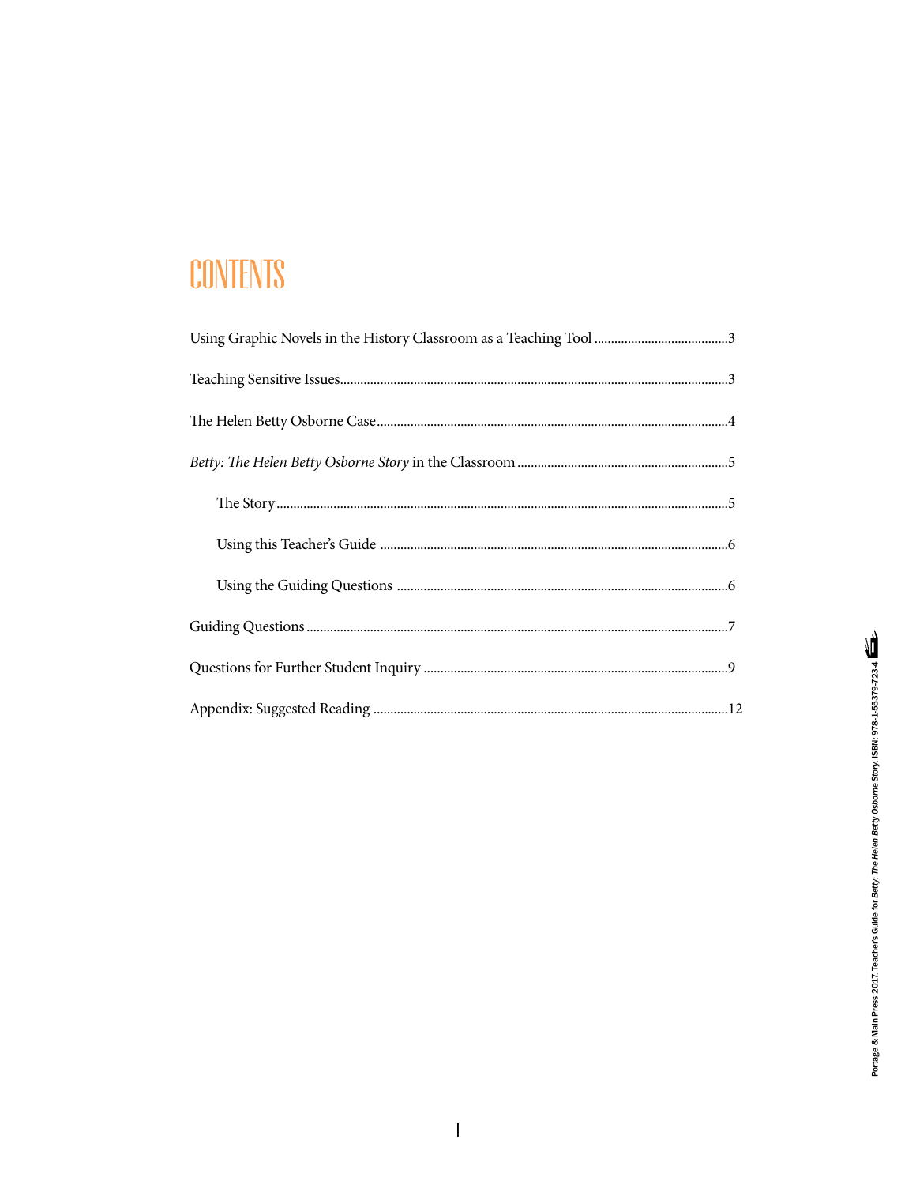# CONTENTS

Using Graphic Novels in the History Classroom as a Teaching Tool ........................................3

Teaching Sensitive Issues....................................................................................................3

The Helen Betty Osborne Case.........................................................................................4

*Betty: The Helen Betty Osborne Story* in the Classroom ...............................................................5

- The Story.......................................................................................................................5
- Using this Teacher's Guide .........................................................................................6
- Using the Guiding Questions ......................................................................................6

Guiding Questions.............................................................................................................7

Questions for Further Student Inquiry ............................................................................9

Appendix: Suggested Reading .........................................................................................12

Portage & Main Press 2017. Teacher's Guide for *Betty: The Helen Betty Osborne Story*. ISBN: 978-1-55379-723-4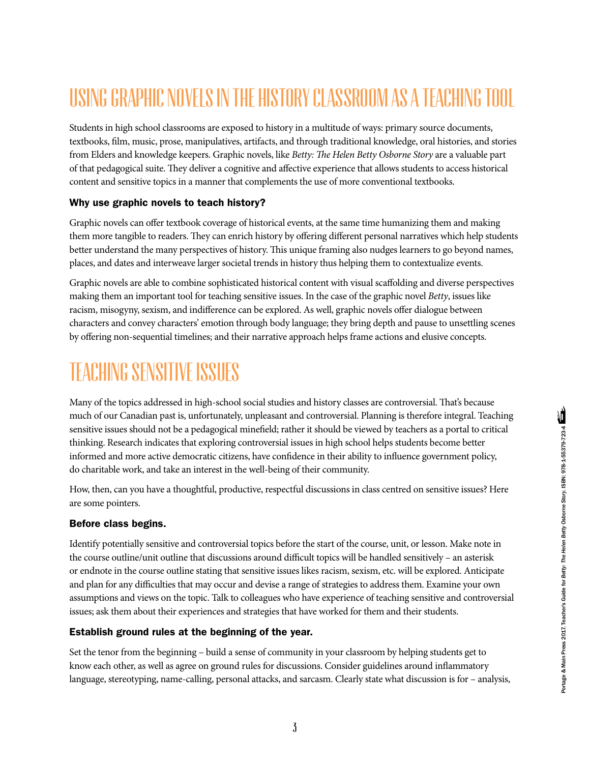# USING GRAPHIC NOVELS IN THE HISTORY CLASSROOM AS A TEACHING TOOL

Students in high school classrooms are exposed to history in a multitude of ways: primary source documents, textbooks, film, music, prose, manipulatives, artifacts, and through traditional knowledge, oral histories, and stories from Elders and knowledge keepers. Graphic novels, like *Betty: The Helen Betty Osborne Story* are a valuable part of that pedagogical suite. They deliver a cognitive and affective experience that allows students to access historical content and sensitive topics in a manner that complements the use of more conventional textbooks.

### Why use graphic novels to teach history?

Graphic novels can offer textbook coverage of historical events, at the same time humanizing them and making them more tangible to readers. They can enrich history by offering different personal narratives which help students better understand the many perspectives of history. This unique framing also nudges learners to go beyond names, places, and dates and interweave larger societal trends in history thus helping them to contextualize events.

Graphic novels are able to combine sophisticated historical content with visual scaffolding and diverse perspectives making them an important tool for teaching sensitive issues. In the case of the graphic novel *Betty*, issues like racism, misogyny, sexism, and indifference can be explored. As well, graphic novels offer dialogue between characters and convey characters' emotion through body language; they bring depth and pause to unsettling scenes by offering non-sequential timelines; and their narrative approach helps frame actions and elusive concepts.

# TEACHING SENSITIVE ISSUES

Many of the topics addressed in high-school social studies and history classes are controversial. That's because much of our Canadian past is, unfortunately, unpleasant and controversial. Planning is therefore integral. Teaching sensitive issues should not be a pedagogical minefield; rather it should be viewed by teachers as a portal to critical thinking. Research indicates that exploring controversial issues in high school helps students become better informed and more active democratic citizens, have confidence in their ability to influence government policy, do charitable work, and take an interest in the well-being of their community.

How, then, can you have a thoughtful, productive, respectful discussions in class centred on sensitive issues? Here are some pointers.

### Before class begins.

Identify potentially sensitive and controversial topics before the start of the course, unit, or lesson. Make note in the course outline/unit outline that discussions around difficult topics will be handled sensitively – an asterisk or endnote in the course outline stating that sensitive issues likes racism, sexism, etc. will be explored. Anticipate and plan for any difficulties that may occur and devise a range of strategies to address them. Examine your own assumptions and views on the topic. Talk to colleagues who have experience of teaching sensitive and controversial issues; ask them about their experiences and strategies that have worked for them and their students.

### Establish ground rules at the beginning of the year.

Set the tenor from the beginning – build a sense of community in your classroom by helping students get to know each other, as well as agree on ground rules for discussions. Consider guidelines around inflammatory language, stereotyping, name-calling, personal attacks, and sarcasm. Clearly state what discussion is for – analysis,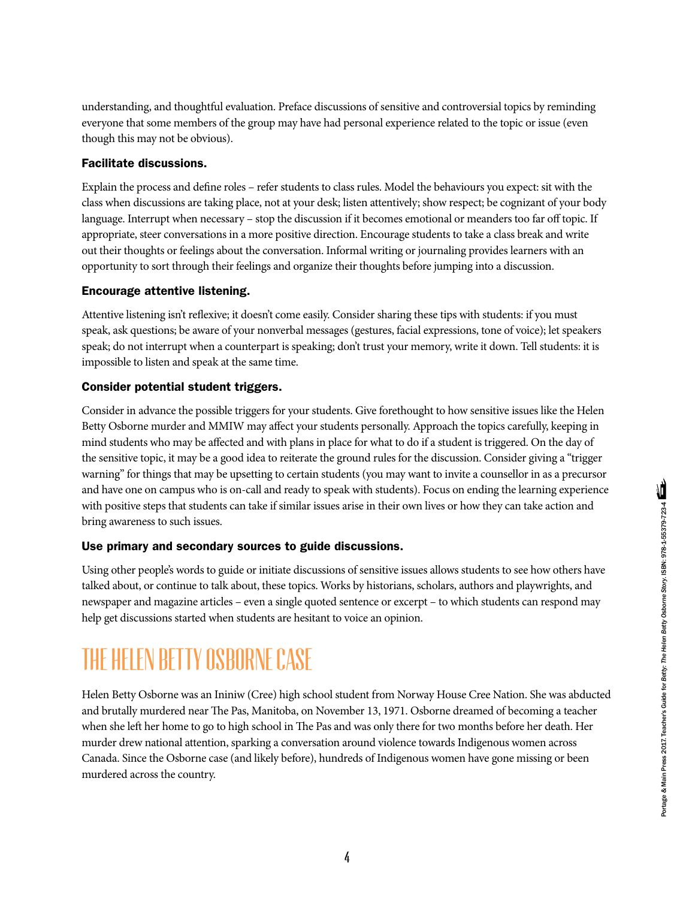understanding, and thoughtful evaluation. Preface discussions of sensitive and controversial topics by reminding everyone that some members of the group may have had personal experience related to the topic or issue (even though this may not be obvious).

### Facilitate discussions.

Explain the process and define roles – refer students to class rules. Model the behaviours you expect: sit with the class when discussions are taking place, not at your desk; listen attentively; show respect; be cognizant of your body language. Interrupt when necessary – stop the discussion if it becomes emotional or meanders too far off topic. If appropriate, steer conversations in a more positive direction. Encourage students to take a class break and write out their thoughts or feelings about the conversation. Informal writing or journaling provides learners with an opportunity to sort through their feelings and organize their thoughts before jumping into a discussion.

### Encourage attentive listening.

Attentive listening isn't reflexive; it doesn't come easily. Consider sharing these tips with students: if you must speak, ask questions; be aware of your nonverbal messages (gestures, facial expressions, tone of voice); let speakers speak; do not interrupt when a counterpart is speaking; don't trust your memory, write it down. Tell students: it is impossible to listen and speak at the same time.

### Consider potential student triggers.

Consider in advance the possible triggers for your students. Give forethought to how sensitive issues like the Helen Betty Osborne murder and MMIW may affect your students personally. Approach the topics carefully, keeping in mind students who may be affected and with plans in place for what to do if a student is triggered. On the day of the sensitive topic, it may be a good idea to reiterate the ground rules for the discussion. Consider giving a "trigger warning" for things that may be upsetting to certain students (you may want to invite a counsellor in as a precursor and have one on campus who is on-call and ready to speak with students). Focus on ending the learning experience with positive steps that students can take if similar issues arise in their own lives or how they can take action and bring awareness to such issues.

### Use primary and secondary sources to guide discussions.

Using other people's words to guide or initiate discussions of sensitive issues allows students to see how others have talked about, or continue to talk about, these topics. Works by historians, scholars, authors and playwrights, and newspaper and magazine articles – even a single quoted sentence or excerpt – to which students can respond may help get discussions started when students are hesitant to voice an opinion.

## THE HELEN BETTY OSBORNE CASE

Helen Betty Osborne was an Ininiw (Cree) high school student from Norway House Cree Nation. She was abducted and brutally murdered near The Pas, Manitoba, on November 13, 1971. Osborne dreamed of becoming a teacher when she left her home to go to high school in The Pas and was only there for two months before her death. Her murder drew national attention, sparking a conversation around violence towards Indigenous women across Canada. Since the Osborne case (and likely before), hundreds of Indigenous women have gone missing or been murdered across the country.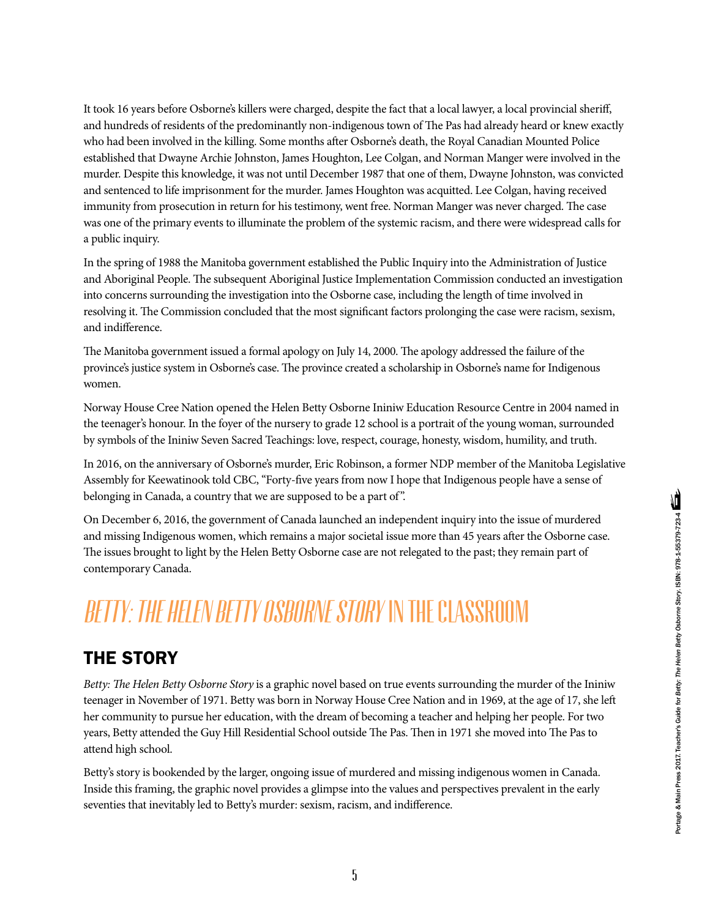It took 16 years before Osborne's killers were charged, despite the fact that a local lawyer, a local provincial sheriff, and hundreds of residents of the predominantly non-indigenous town of The Pas had already heard or knew exactly who had been involved in the killing. Some months after Osborne's death, the Royal Canadian Mounted Police established that Dwayne Archie Johnston, James Houghton, Lee Colgan, and Norman Manger were involved in the murder. Despite this knowledge, it was not until December 1987 that one of them, Dwayne Johnston, was convicted and sentenced to life imprisonment for the murder. James Houghton was acquitted. Lee Colgan, having received immunity from prosecution in return for his testimony, went free. Norman Manger was never charged. The case was one of the primary events to illuminate the problem of the systemic racism, and there were widespread calls for a public inquiry.

In the spring of 1988 the Manitoba government established the Public Inquiry into the Administration of Justice and Aboriginal People. The subsequent Aboriginal Justice Implementation Commission conducted an investigation into concerns surrounding the investigation into the Osborne case, including the length of time involved in resolving it. The Commission concluded that the most significant factors prolonging the case were racism, sexism, and indifference.

The Manitoba government issued a formal apology on July 14, 2000. The apology addressed the failure of the province's justice system in Osborne's case. The province created a scholarship in Osborne's name for Indigenous women.

Norway House Cree Nation opened the Helen Betty Osborne Ininiw Education Resource Centre in 2004 named in the teenager's honour. In the foyer of the nursery to grade 12 school is a portrait of the young woman, surrounded by symbols of the Ininiw Seven Sacred Teachings: love, respect, courage, honesty, wisdom, humility, and truth.

In 2016, on the anniversary of Osborne's murder, Eric Robinson, a former NDP member of the Manitoba Legislative Assembly for Keewatinook told CBC, "Forty-five years from now I hope that Indigenous people have a sense of belonging in Canada, a country that we are supposed to be a part of".

On December 6, 2016, the government of Canada launched an independent inquiry into the issue of murdered and missing Indigenous women, which remains a major societal issue more than 45 years after the Osborne case. The issues brought to light by the Helen Betty Osborne case are not relegated to the past; they remain part of contemporary Canada.

# *Betty: The Helen Betty Osborne Story* in the Classroom

## THE STORY

*Betty: The Helen Betty Osborne Story* is a graphic novel based on true events surrounding the murder of the Ininiw teenager in November of 1971. Betty was born in Norway House Cree Nation and in 1969, at the age of 17, she left her community to pursue her education, with the dream of becoming a teacher and helping her people. For two years, Betty attended the Guy Hill Residential School outside The Pas. Then in 1971 she moved into The Pas to attend high school.

Betty's story is bookended by the larger, ongoing issue of murdered and missing indigenous women in Canada. Inside this framing, the graphic novel provides a glimpse into the values and perspectives prevalent in the early seventies that inevitably led to Betty's murder: sexism, racism, and indifference.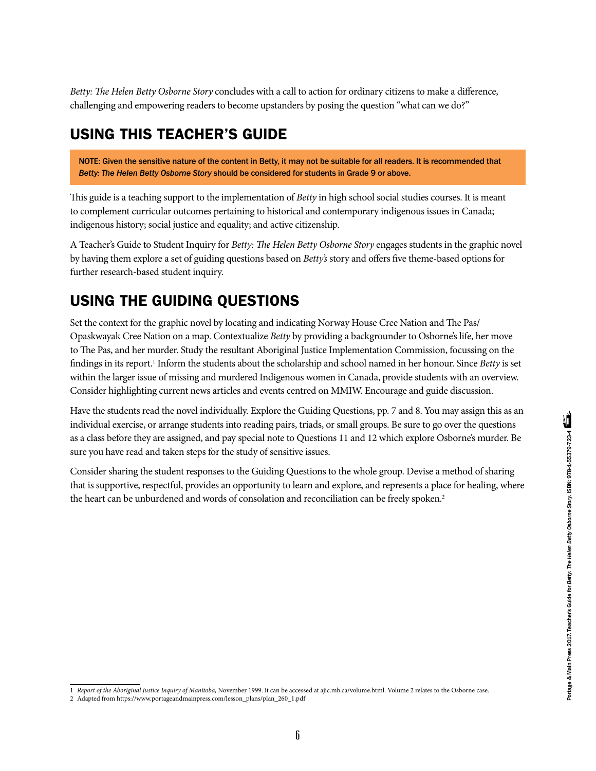*Betty: The Helen Betty Osborne Story* concludes with a call to action for ordinary citizens to make a difference, challenging and empowering readers to become upstanders by posing the question "what can we do?"

## USING THIS TEACHER'S GUIDE

**NOTE: Given the sensitive nature of the content in Betty, it may not be suitable for all readers. It is recommended that *Betty: The Helen Betty Osborne Story* should be considered for students in Grade 9 or above.**

This guide is a teaching support to the implementation of *Betty* in high school social studies courses. It is meant to complement curricular outcomes pertaining to historical and contemporary indigenous issues in Canada; indigenous history; social justice and equality; and active citizenship.

A Teacher's Guide to Student Inquiry for *Betty: The Helen Betty Osborne Story* engages students in the graphic novel by having them explore a set of guiding questions based on *Betty's* story and offers five theme-based options for further research-based student inquiry.

## USING THE GUIDING QUESTIONS

Set the context for the graphic novel by locating and indicating Norway House Cree Nation and The Pas/ Opaskwayak Cree Nation on a map. Contextualize *Betty* by providing a backgrounder to Osborne's life, her move to The Pas, and her murder. Study the resultant Aboriginal Justice Implementation Commission, focussing on the findings in its report.[1] Inform the students about the scholarship and school named in her honour. Since *Betty* is set within the larger issue of missing and murdered Indigenous women in Canada, provide students with an overview. Consider highlighting current news articles and events centred on MMIW. Encourage and guide discussion.

Have the students read the novel individually. Explore the Guiding Questions, pp. 7 and 8. You may assign this as an individual exercise, or arrange students into reading pairs, triads, or small groups. Be sure to go over the questions as a class before they are assigned, and pay special note to Questions 11 and 12 which explore Osborne's murder. Be sure you have read and taken steps for the study of sensitive issues.

Consider sharing the student responses to the Guiding Questions to the whole group. Devise a method of sharing that is supportive, respectful, provides an opportunity to learn and explore, and represents a place for healing, where the heart can be unburdened and words of consolation and reconciliation can be freely spoken.[2]

---

1 *Report of the Aboriginal Justice Inquiry of Manitoba,* November 1999. It can be accessed at ajic.mb.ca/volume.html. Volume 2 relates to the Osborne case.

2 Adapted from https://www.portageandmainpress.com/lesson_plans/plan_260_1.pdf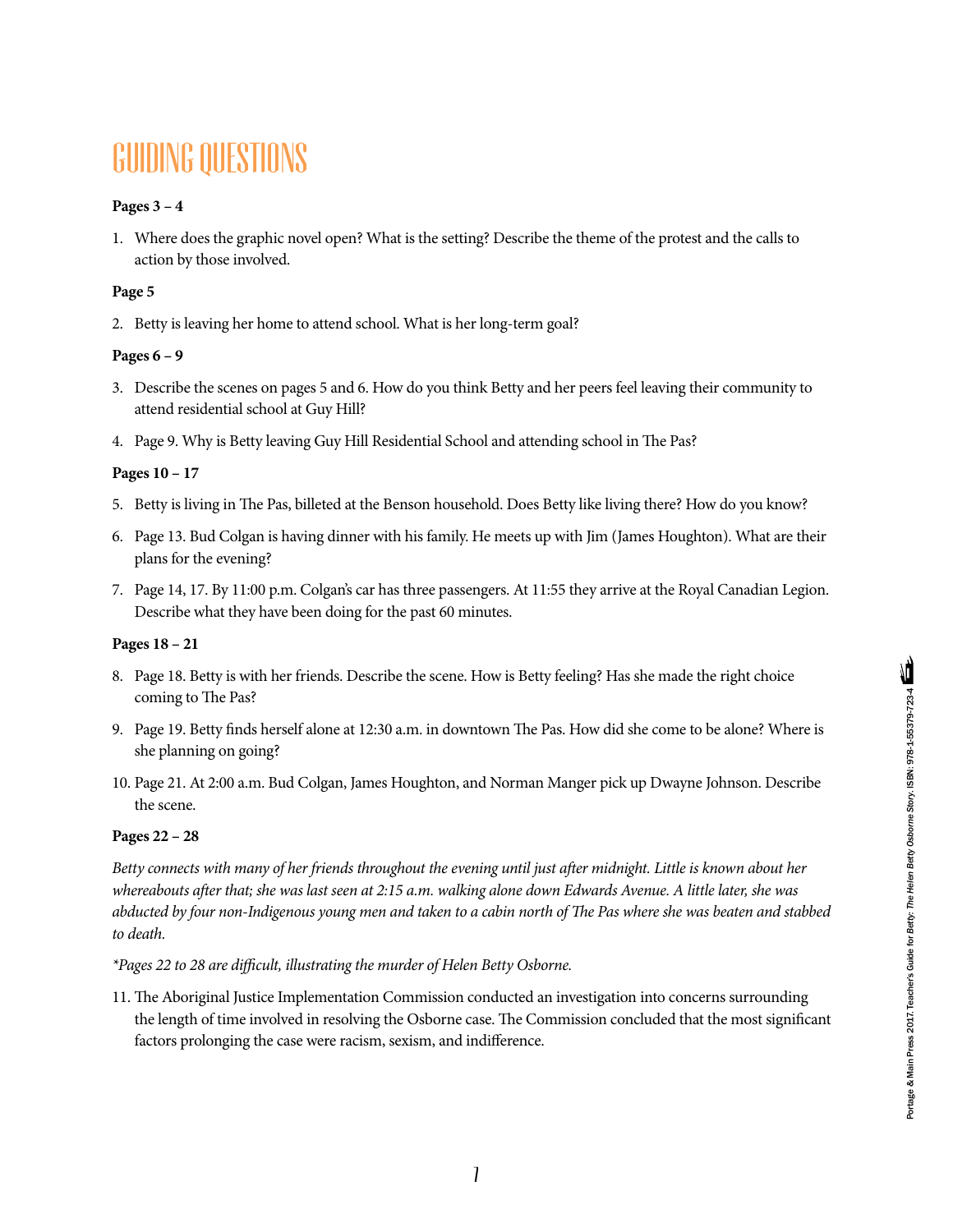# GUIDING QUESTIONS

**Pages 3 – 4**

1. Where does the graphic novel open? What is the setting? Describe the theme of the protest and the calls to action by those involved.

**Page 5**

2. Betty is leaving her home to attend school. What is her long-term goal?

**Pages 6 – 9**

3. Describe the scenes on pages 5 and 6. How do you think Betty and her peers feel leaving their community to attend residential school at Guy Hill?
4. Page 9. Why is Betty leaving Guy Hill Residential School and attending school in The Pas?

**Pages 10 – 17**

5. Betty is living in The Pas, billeted at the Benson household. Does Betty like living there? How do you know?
6. Page 13. Bud Colgan is having dinner with his family. He meets up with Jim (James Houghton). What are their plans for the evening?
7. Page 14, 17. By 11:00 p.m. Colgan's car has three passengers. At 11:55 they arrive at the Royal Canadian Legion. Describe what they have been doing for the past 60 minutes.

**Pages 18 – 21**

8. Page 18. Betty is with her friends. Describe the scene. How is Betty feeling? Has she made the right choice coming to The Pas?
9. Page 19. Betty finds herself alone at 12:30 a.m. in downtown The Pas. How did she come to be alone? Where is she planning on going?
10. Page 21. At 2:00 a.m. Bud Colgan, James Houghton, and Norman Manger pick up Dwayne Johnson. Describe the scene.

**Pages 22 – 28**

*Betty connects with many of her friends throughout the evening until just after midnight. Little is known about her whereabouts after that; she was last seen at 2:15 a.m. walking alone down Edwards Avenue. A little later, she was abducted by four non-Indigenous young men and taken to a cabin north of The Pas where she was beaten and stabbed to death.*

*\*Pages 22 to 28 are difficult, illustrating the murder of Helen Betty Osborne.*

11. The Aboriginal Justice Implementation Commission conducted an investigation into concerns surrounding the length of time involved in resolving the Osborne case. The Commission concluded that the most significant factors prolonging the case were racism, sexism, and indifference.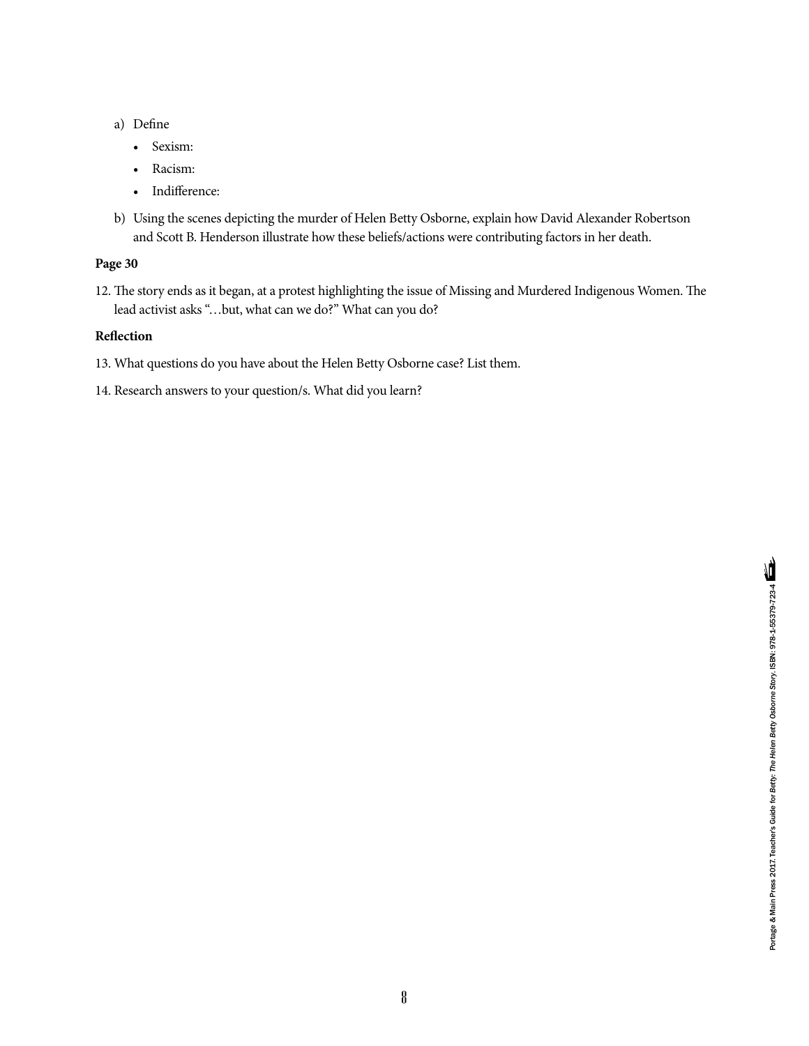a) Define
   - Sexism:
   - Racism:
   - Indifference:

b) Using the scenes depicting the murder of Helen Betty Osborne, explain how David Alexander Robertson and Scott B. Henderson illustrate how these beliefs/actions were contributing factors in her death.

**Page 30**

12. The story ends as it began, at a protest highlighting the issue of Missing and Murdered Indigenous Women. The lead activist asks "…but, what can we do?" What can you do?

**Reflection**

13. What questions do you have about the Helen Betty Osborne case? List them.

14. Research answers to your question/s. What did you learn?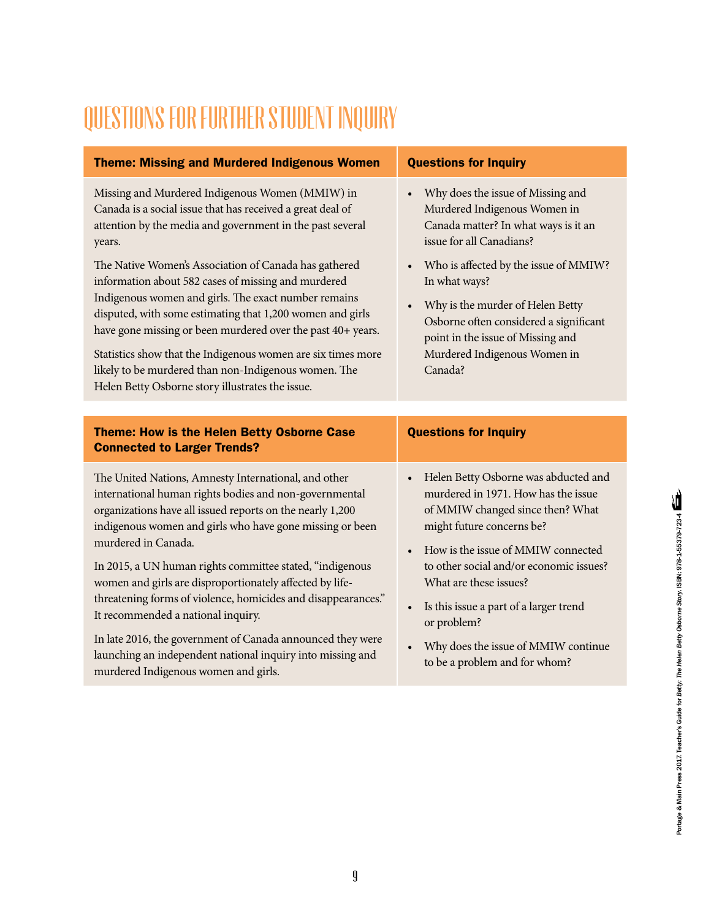# QUESTIONS FOR FURTHER STUDENT INQUIRY

| Theme: Missing and Murdered Indigenous Women | Questions for Inquiry |
|---|---|
| Missing and Murdered Indigenous Women (MMIW) in Canada is a social issue that has received a great deal of attention by the media and government in the past several years.<br><br>The Native Women's Association of Canada has gathered information about 582 cases of missing and murdered Indigenous women and girls. The exact number remains disputed, with some estimating that 1,200 women and girls have gone missing or been murdered over the past 40+ years.<br><br>Statistics show that the Indigenous women are six times more likely to be murdered than non-Indigenous women. The Helen Betty Osborne story illustrates the issue. | • Why does the issue of Missing and Murdered Indigenous Women in Canada matter? In what ways is it an issue for all Canadians?<br><br>• Who is affected by the issue of MMIW? In what ways?<br><br>• Why is the murder of Helen Betty Osborne often considered a significant point in the issue of Missing and Murdered Indigenous Women in Canada? |

| Theme: How is the Helen Betty Osborne Case Connected to Larger Trends? | Questions for Inquiry |
|---|---|
| The United Nations, Amnesty International, and other international human rights bodies and non-governmental organizations have all issued reports on the nearly 1,200 indigenous women and girls who have gone missing or been murdered in Canada.<br><br>In 2015, a UN human rights committee stated, "indigenous women and girls are disproportionately affected by life-threatening forms of violence, homicides and disappearances." It recommended a national inquiry.<br><br>In late 2016, the government of Canada announced they were launching an independent national inquiry into missing and murdered Indigenous women and girls. | • Helen Betty Osborne was abducted and murdered in 1971. How has the issue of MMIW changed since then? What might future concerns be?<br><br>• How is the issue of MMIW connected to other social and/or economic issues? What are these issues?<br><br>• Is this issue a part of a larger trend or problem?<br><br>• Why does the issue of MMIW continue to be a problem and for whom? |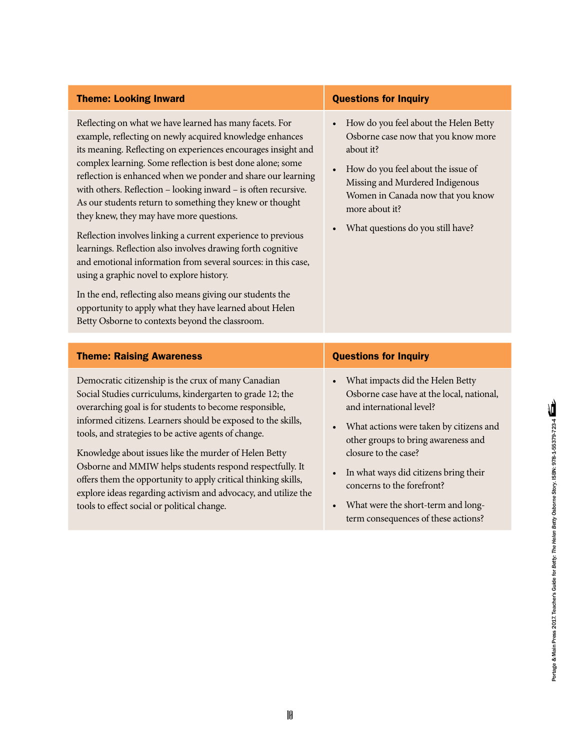| Theme: Looking Inward | Questions for Inquiry |
| --- | --- |
| Reflecting on what we have learned has many facets. For example, reflecting on newly acquired knowledge enhances its meaning. Reflecting on experiences encourages insight and complex learning. Some reflection is best done alone; some reflection is enhanced when we ponder and share our learning with others. Reflection – looking inward – is often recursive. As our students return to something they knew or thought they knew, they may have more questions.<br><br>Reflection involves linking a current experience to previous learnings. Reflection also involves drawing forth cognitive and emotional information from several sources: in this case, using a graphic novel to explore history.<br><br>In the end, reflecting also means giving our students the opportunity to apply what they have learned about Helen Betty Osborne to contexts beyond the classroom. | • How do you feel about the Helen Betty Osborne case now that you know more about it?<br><br>• How do you feel about the issue of Missing and Murdered Indigenous Women in Canada now that you know more about it?<br><br>• What questions do you still have? |

| Theme: Raising Awareness | Questions for Inquiry |
| --- | --- |
| Democratic citizenship is the crux of many Canadian Social Studies curriculums, kindergarten to grade 12; the overarching goal is for students to become responsible, informed citizens. Learners should be exposed to the skills, tools, and strategies to be active agents of change.<br><br>Knowledge about issues like the murder of Helen Betty Osborne and MMIW helps students respond respectfully. It offers them the opportunity to apply critical thinking skills, explore ideas regarding activism and advocacy, and utilize the tools to effect social or political change. | • What impacts did the Helen Betty Osborne case have at the local, national, and international level?<br><br>• What actions were taken by citizens and other groups to bring awareness and closure to the case?<br><br>• In what ways did citizens bring their concerns to the forefront?<br><br>• What were the short-term and long-term consequences of these actions? |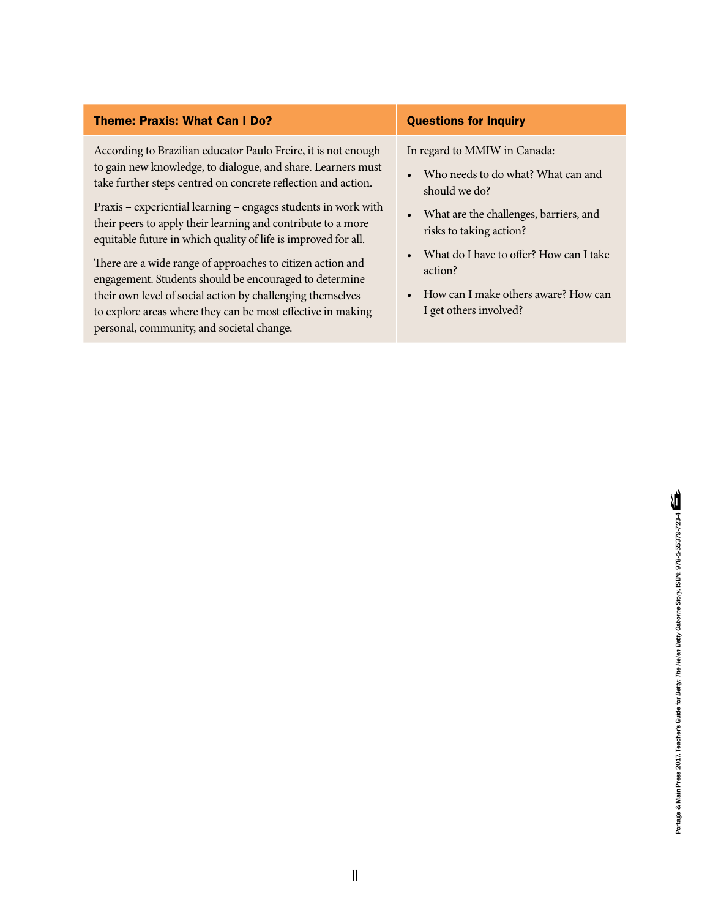| Theme: Praxis: What Can I Do? | Questions for Inquiry |
|---|---|
| According to Brazilian educator Paulo Freire, it is not enough to gain new knowledge, to dialogue, and share. Learners must take further steps centred on concrete reflection and action.<br><br>Praxis – experiential learning – engages students in work with their peers to apply their learning and contribute to a more equitable future in which quality of life is improved for all.<br><br>There are a wide range of approaches to citizen action and engagement. Students should be encouraged to determine their own level of social action by challenging themselves to explore areas where they can be most effective in making personal, community, and societal change. | In regard to MMIW in Canada:<br><br>• Who needs to do what? What can and should we do?<br>• What are the challenges, barriers, and risks to taking action?<br>• What do I have to offer? How can I take action?<br>• How can I make others aware? How can I get others involved? |

Portage & Main Press 2017. Teacher's Guide for Betty: *The Helen Betty Osborne Story*. ISBN: 978-1-55379-723-4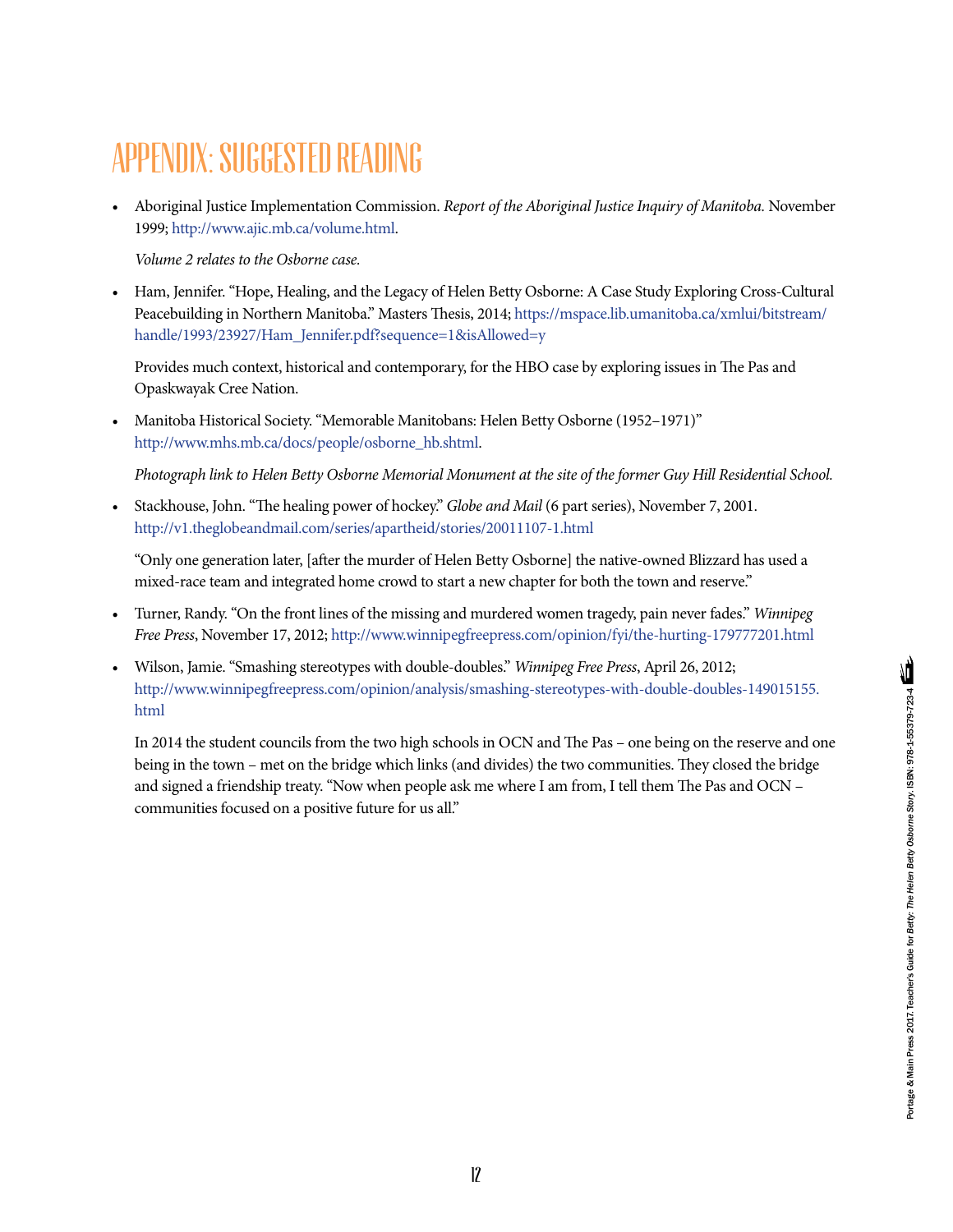# APPENDIX: SUGGESTED READING

- Aboriginal Justice Implementation Commission. *Report of the Aboriginal Justice Inquiry of Manitoba.* November 1999; http://www.ajic.mb.ca/volume.html.

  *Volume 2 relates to the Osborne case.*

- Ham, Jennifer. "Hope, Healing, and the Legacy of Helen Betty Osborne: A Case Study Exploring Cross-Cultural Peacebuilding in Northern Manitoba." Masters Thesis, 2014; https://mspace.lib.umanitoba.ca/xmlui/bitstream/handle/1993/23927/Ham_Jennifer.pdf?sequence=1&isAllowed=y

  Provides much context, historical and contemporary, for the HBO case by exploring issues in The Pas and Opaskwayak Cree Nation.

- Manitoba Historical Society. "Memorable Manitobans: Helen Betty Osborne (1952–1971)" http://www.mhs.mb.ca/docs/people/osborne_hb.shtml.

  *Photograph link to Helen Betty Osborne Memorial Monument at the site of the former Guy Hill Residential School.*

- Stackhouse, John. "The healing power of hockey." *Globe and Mail* (6 part series), November 7, 2001. http://v1.theglobeandmail.com/series/apartheid/stories/20011107-1.html

  "Only one generation later, [after the murder of Helen Betty Osborne] the native-owned Blizzard has used a mixed-race team and integrated home crowd to start a new chapter for both the town and reserve."

- Turner, Randy. "On the front lines of the missing and murdered women tragedy, pain never fades." *Winnipeg Free Press*, November 17, 2012; http://www.winnipegfreepress.com/opinion/fyi/the-hurting-179777201.html

- Wilson, Jamie. "Smashing stereotypes with double-doubles." *Winnipeg Free Press*, April 26, 2012; http://www.winnipegfreepress.com/opinion/analysis/smashing-stereotypes-with-double-doubles-149015155.html

  In 2014 the student councils from the two high schools in OCN and The Pas – one being on the reserve and one being in the town – met on the bridge which links (and divides) the two communities. They closed the bridge and signed a friendship treaty. "Now when people ask me where I am from, I tell them The Pas and OCN – communities focused on a positive future for us all."